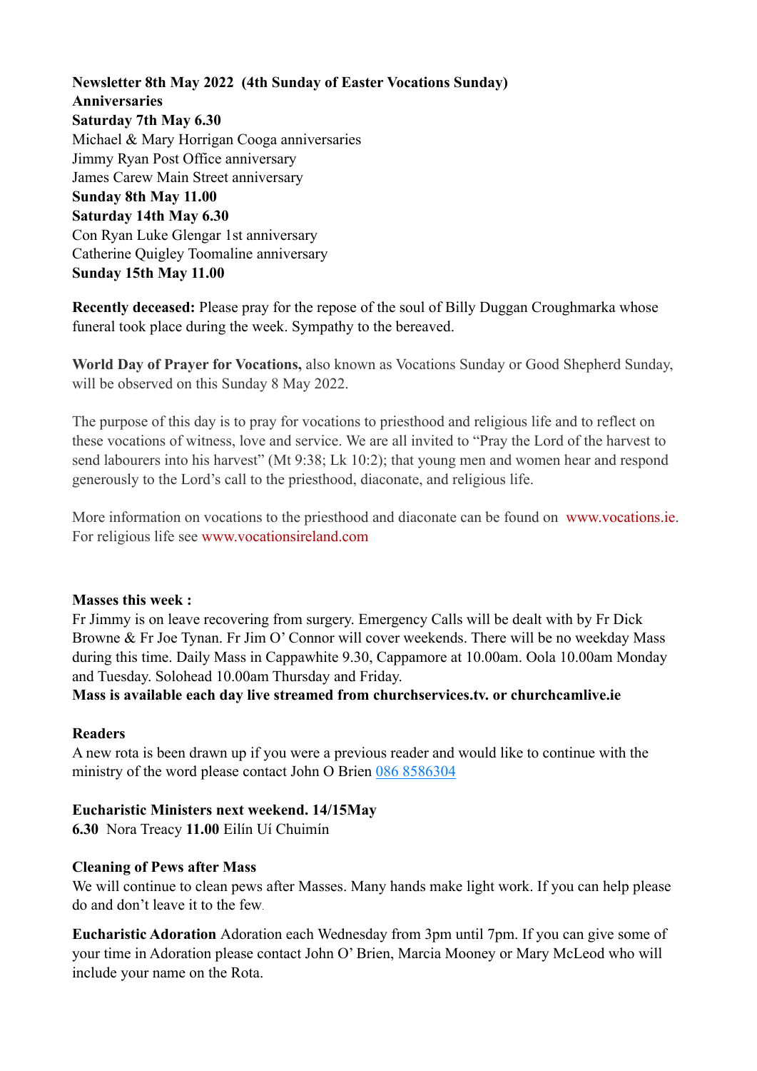**Newsletter 8th May 2022 (4th Sunday of Easter Vocations Sunday)**
**Anniversaries**
**Saturday 7th May 6.30**
Michael & Mary Horrigan Cooga anniversaries
Jimmy Ryan Post Office anniversary
James Carew Main Street anniversary
**Sunday 8th May 11.00**
**Saturday 14th May 6.30**
Con Ryan Luke Glengar 1st anniversary
Catherine Quigley Toomaline anniversary
**Sunday 15th May 11.00**

**Recently deceased:** Please pray for the repose of the soul of Billy Duggan Croughmarka whose funeral took place during the week. Sympathy to the bereaved.

**World Day of Prayer for Vocations,** also known as Vocations Sunday or Good Shepherd Sunday, will be observed on this Sunday 8 May 2022.

The purpose of this day is to pray for vocations to priesthood and religious life and to reflect on these vocations of witness, love and service. We are all invited to "Pray the Lord of the harvest to send labourers into his harvest" (Mt 9:38; Lk 10:2); that young men and women hear and respond generously to the Lord's call to the priesthood, diaconate, and religious life.

More information on vocations to the priesthood and diaconate can be found on www.vocations.ie. For religious life see www.vocationsireland.com

**Masses this week :**
Fr Jimmy is on leave recovering from surgery. Emergency Calls will be dealt with by Fr Dick Browne & Fr Joe Tynan. Fr Jim O' Connor will cover weekends. There will be no weekday Mass during this time. Daily Mass in Cappawhite 9.30, Cappamore at 10.00am. Oola 10.00am Monday and Tuesday. Solohead 10.00am Thursday and Friday.
**Mass is available each day live streamed from churchservices.tv. or churchcamlive.ie**

**Readers**
A new rota is been drawn up if you were a previous reader and would like to continue with the ministry of the word please contact John O Brien 086 8586304

**Eucharistic Ministers next weekend. 14/15May**
**6.30** Nora Treacy **11.00** Eilín Uí Chuimín

**Cleaning of Pews after Mass**
We will continue to clean pews after Masses. Many hands make light work. If you can help please do and don't leave it to the few.

**Eucharistic Adoration** Adoration each Wednesday from 3pm until 7pm. If you can give some of your time in Adoration please contact John O' Brien, Marcia Mooney or Mary McLeod who will include your name on the Rota.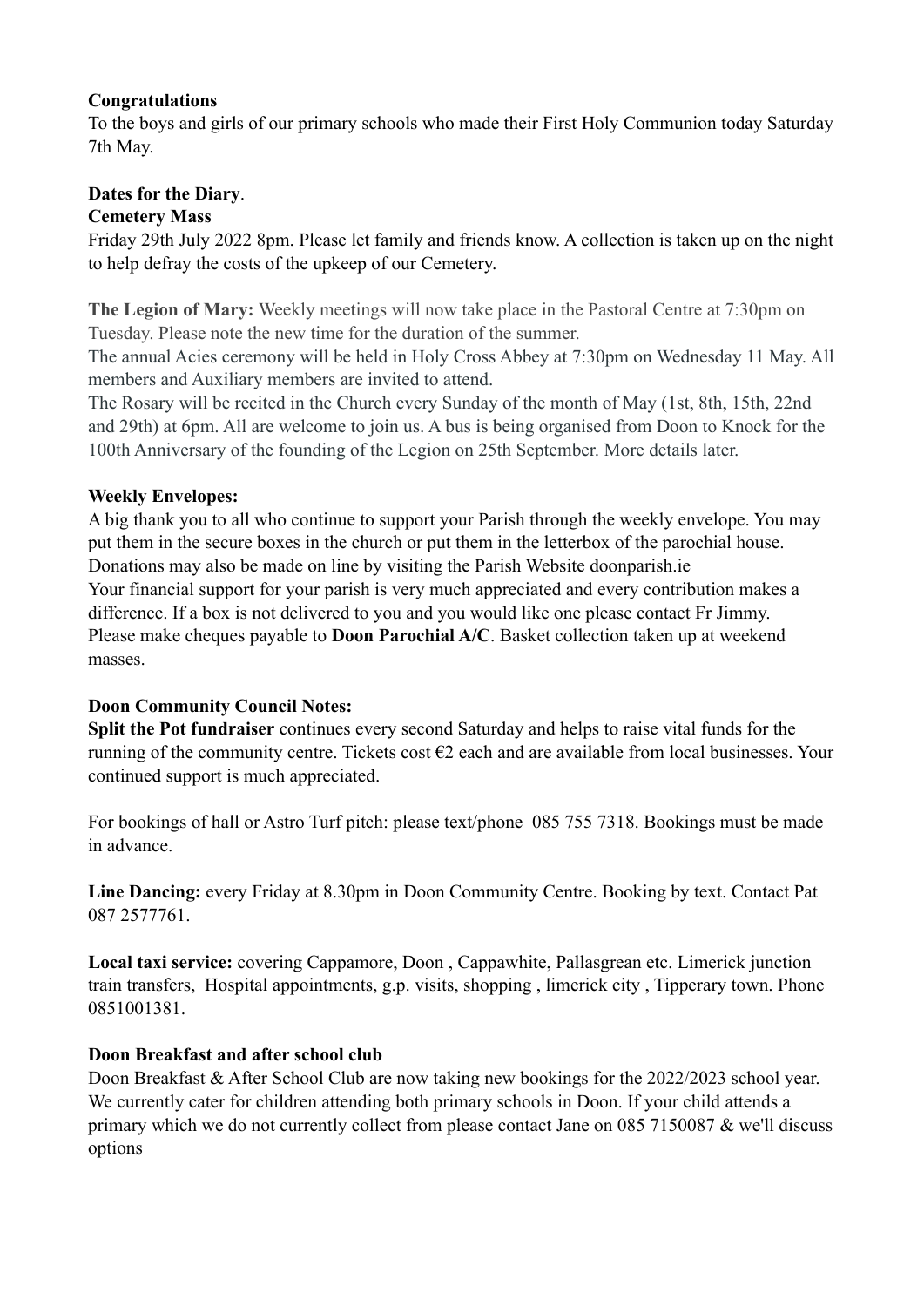**Congratulations**
To the boys and girls of our primary schools who made their First Holy Communion today Saturday 7th May.

**Dates for the Diary**.
**Cemetery Mass**
Friday 29th July 2022 8pm. Please let family and friends know. A collection is taken up on the night to help defray the costs of the upkeep of our Cemetery.

**The Legion of Mary:** Weekly meetings will now take place in the Pastoral Centre at 7:30pm on Tuesday. Please note the new time for the duration of the summer.
The annual Acies ceremony will be held in Holy Cross Abbey at 7:30pm on Wednesday 11 May. All members and Auxiliary members are invited to attend.
The Rosary will be recited in the Church every Sunday of the month of May (1st, 8th, 15th, 22nd and 29th) at 6pm. All are welcome to join us. A bus is being organised from Doon to Knock for the 100th Anniversary of the founding of the Legion on 25th September. More details later.

**Weekly Envelopes:**
A big thank you to all who continue to support your Parish through the weekly envelope. You may put them in the secure boxes in the church or put them in the letterbox of the parochial house. Donations may also be made on line by visiting the Parish Website doonparish.ie
Your financial support for your parish is very much appreciated and every contribution makes a difference. If a box is not delivered to you and you would like one please contact Fr Jimmy.
Please make cheques payable to **Doon Parochial A/C**. Basket collection taken up at weekend masses.

**Doon Community Council Notes:**
**Split the Pot fundraiser** continues every second Saturday and helps to raise vital funds for the running of the community centre. Tickets cost €2 each and are available from local businesses. Your continued support is much appreciated.

For bookings of hall or Astro Turf pitch: please text/phone 085 755 7318. Bookings must be made in advance.

**Line Dancing:** every Friday at 8.30pm in Doon Community Centre. Booking by text. Contact Pat 087 2577761.

**Local taxi service:** covering Cappamore, Doon , Cappawhite, Pallasgrean etc. Limerick junction train transfers, Hospital appointments, g.p. visits, shopping , limerick city , Tipperary town. Phone 0851001381.

**Doon Breakfast and after school club**
Doon Breakfast & After School Club are now taking new bookings for the 2022/2023 school year. We currently cater for children attending both primary schools in Doon. If your child attends a primary which we do not currently collect from please contact Jane on 085 7150087 & we'll discuss options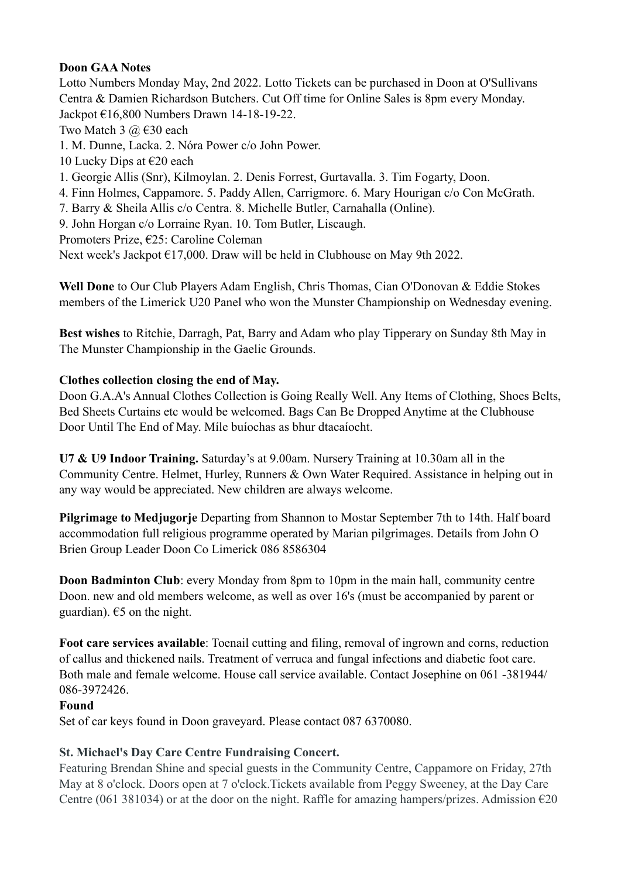**Doon GAA Notes**

Lotto Numbers Monday May, 2nd 2022. Lotto Tickets can be purchased in Doon at O'Sullivans Centra & Damien Richardson Butchers. Cut Off time for Online Sales is 8pm every Monday.
Jackpot €16,800 Numbers Drawn 14-18-19-22.
Two Match 3 @ €30 each
1. M. Dunne, Lacka. 2. Nóra Power c/o John Power.
10 Lucky Dips at €20 each
1. Georgie Allis (Snr), Kilmoylan. 2. Denis Forrest, Gurtavalla. 3. Tim Fogarty, Doon.
4. Finn Holmes, Cappamore. 5. Paddy Allen, Carrigmore. 6. Mary Hourigan c/o Con McGrath.
7. Barry & Sheila Allis c/o Centra. 8. Michelle Butler, Carnahalla (Online).
9. John Horgan c/o Lorraine Ryan. 10. Tom Butler, Liscaugh.
Promoters Prize, €25: Caroline Coleman
Next week's Jackpot €17,000. Draw will be held in Clubhouse on May 9th 2022.

**Well Done** to Our Club Players Adam English, Chris Thomas, Cian O'Donovan & Eddie Stokes members of the Limerick U20 Panel who won the Munster Championship on Wednesday evening.

**Best wishes** to Ritchie, Darragh, Pat, Barry and Adam who play Tipperary on Sunday 8th May in The Munster Championship in the Gaelic Grounds.

**Clothes collection closing the end of May.**
Doon G.A.A's Annual Clothes Collection is Going Really Well. Any Items of Clothing, Shoes Belts, Bed Sheets Curtains etc would be welcomed. Bags Can Be Dropped Anytime at the Clubhouse Door Until The End of May. Míle buíochas as bhur dtacaíocht.

**U7 & U9 Indoor Training.** Saturday's at 9.00am. Nursery Training at 10.30am all in the Community Centre. Helmet, Hurley, Runners & Own Water Required. Assistance in helping out in any way would be appreciated. New children are always welcome.

**Pilgrimage to Medjugorje** Departing from Shannon to Mostar September 7th to 14th. Half board accommodation full religious programme operated by Marian pilgrimages. Details from John O Brien Group Leader Doon Co Limerick 086 8586304

**Doon Badminton Club**: every Monday from 8pm to 10pm in the main hall, community centre Doon. new and old members welcome, as well as over 16's (must be accompanied by parent or guardian). €5 on the night.

**Foot care services available**: Toenail cutting and filing, removal of ingrown and corns, reduction of callus and thickened nails. Treatment of verruca and fungal infections and diabetic foot care. Both male and female welcome. House call service available. Contact Josephine on 061 -381944/ 086-3972426.

**Found**
Set of car keys found in Doon graveyard. Please contact 087 6370080.

**St. Michael's Day Care Centre Fundraising Concert.**
Featuring Brendan Shine and special guests in the Community Centre, Cappamore on Friday, 27th May at 8 o'clock. Doors open at 7 o'clock.Tickets available from Peggy Sweeney, at the Day Care Centre (061 381034) or at the door on the night. Raffle for amazing hampers/prizes. Admission €20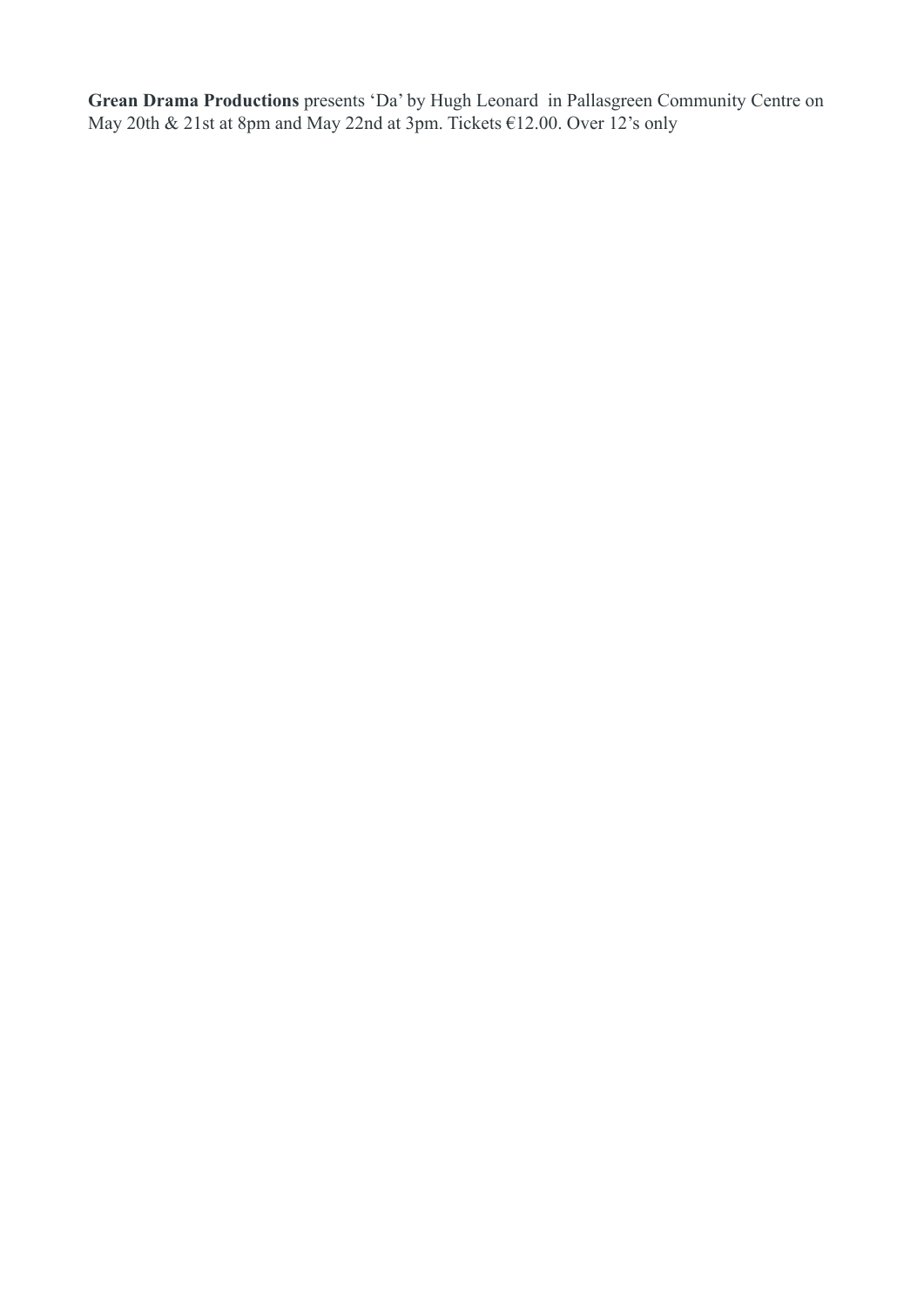**Grean Drama Productions** presents 'Da' by Hugh Leonard in Pallasgreen Community Centre on May 20th & 21st at 8pm and May 22nd at 3pm. Tickets €12.00. Over 12's only